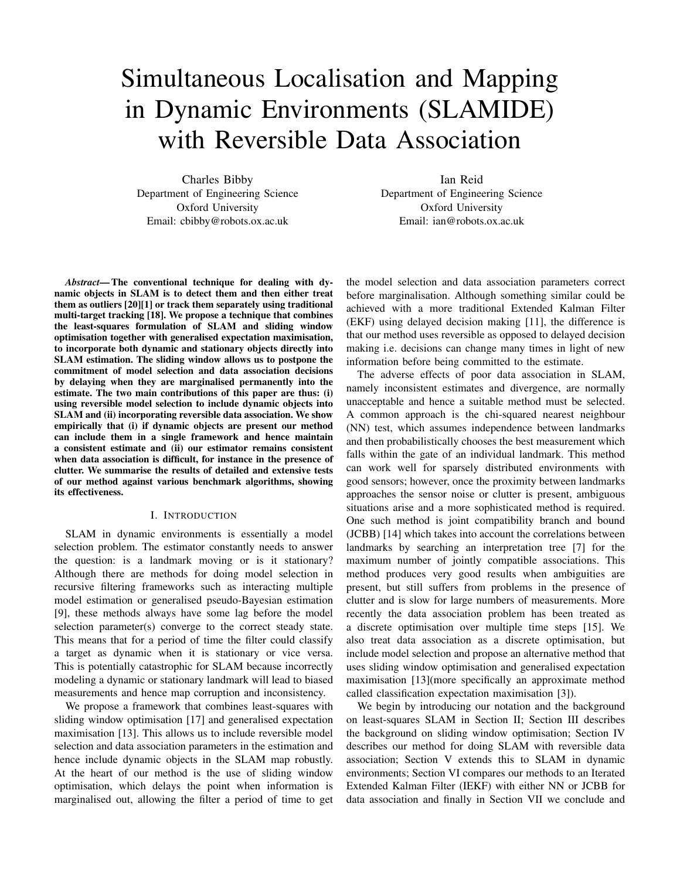# Simultaneous Localisation and Mapping in Dynamic Environments (SLAMIDE) with Reversible Data Association

Charles Bibby
Department of Engineering Science
Oxford University
Email: cbibby@robots.ox.ac.uk

Ian Reid
Department of Engineering Science
Oxford University
Email: ian@robots.ox.ac.uk

***Abstract*— The conventional technique for dealing with dynamic objects in SLAM is to detect them and then either treat them as outliers [20][1] or track them separately using traditional multi-target tracking [18]. We propose a technique that combines the least-squares formulation of SLAM and sliding window optimisation together with generalised expectation maximisation, to incorporate both dynamic and stationary objects directly into SLAM estimation. The sliding window allows us to postpone the commitment of model selection and data association decisions by delaying when they are marginalised permanently into the estimate. The two main contributions of this paper are thus: (i) using reversible model selection to include dynamic objects into SLAM and (ii) incorporating reversible data association. We show empirically that (i) if dynamic objects are present our method can include them in a single framework and hence maintain a consistent estimate and (ii) our estimator remains consistent when data association is difficult, for instance in the presence of clutter. We summarise the results of detailed and extensive tests of our method against various benchmark algorithms, showing its effectiveness.**

## I. Introduction

SLAM in dynamic environments is essentially a model selection problem. The estimator constantly needs to answer the question: is a landmark moving or is it stationary? Although there are methods for doing model selection in recursive filtering frameworks such as interacting multiple model estimation or generalised pseudo-Bayesian estimation [9], these methods always have some lag before the model selection parameter(s) converge to the correct steady state. This means that for a period of time the filter could classify a target as dynamic when it is stationary or vice versa. This is potentially catastrophic for SLAM because incorrectly modeling a dynamic or stationary landmark will lead to biased measurements and hence map corruption and inconsistency.

We propose a framework that combines least-squares with sliding window optimisation [17] and generalised expectation maximisation [13]. This allows us to include reversible model selection and data association parameters in the estimation and hence include dynamic objects in the SLAM map robustly. At the heart of our method is the use of sliding window optimisation, which delays the point when information is marginalised out, allowing the filter a period of time to get the model selection and data association parameters correct before marginalisation. Although something similar could be achieved with a more traditional Extended Kalman Filter (EKF) using delayed decision making [11], the difference is that our method uses reversible as opposed to delayed decision making i.e. decisions can change many times in light of new information before being committed to the estimate.

The adverse effects of poor data association in SLAM, namely inconsistent estimates and divergence, are normally unacceptable and hence a suitable method must be selected. A common approach is the chi-squared nearest neighbour (NN) test, which assumes independence between landmarks and then probabilistically chooses the best measurement which falls within the gate of an individual landmark. This method can work well for sparsely distributed environments with good sensors; however, once the proximity between landmarks approaches the sensor noise or clutter is present, ambiguous situations arise and a more sophisticated method is required. One such method is joint compatibility branch and bound (JCBB) [14] which takes into account the correlations between landmarks by searching an interpretation tree [7] for the maximum number of jointly compatible associations. This method produces very good results when ambiguities are present, but still suffers from problems in the presence of clutter and is slow for large numbers of measurements. More recently the data association problem has been treated as a discrete optimisation over multiple time steps [15]. We also treat data association as a discrete optimisation, but include model selection and propose an alternative method that uses sliding window optimisation and generalised expectation maximisation [13](more specifically an approximate method called classification expectation maximisation [3]).

We begin by introducing our notation and the background on least-squares SLAM in Section II; Section III describes the background on sliding window optimisation; Section IV describes our method for doing SLAM with reversible data association; Section V extends this to SLAM in dynamic environments; Section VI compares our methods to an Iterated Extended Kalman Filter (IEKF) with either NN or JCBB for data association and finally in Section VII we conclude and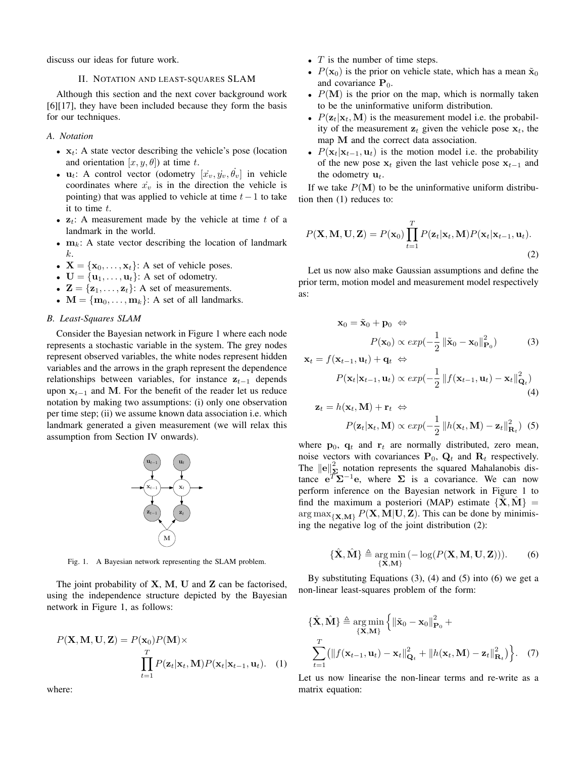discuss our ideas for future work.

## II. Notation and Least-Squares SLAM

Although this section and the next cover background work [6][17], they have been included because they form the basis for our techniques.

### A. Notation

- $\mathbf{x}_t$: A state vector describing the vehicle's pose (location and orientation $[x, y, \theta]$) at time $t$.
- $\mathbf{u}_t$: A control vector (odometry $[\dot{x_v}, \dot{y_v}, \dot{\theta_v}]$ in vehicle coordinates where $\dot{x_v}$ is in the direction the vehicle is pointing) that was applied to vehicle at time $t-1$ to take it to time $t$.
- $\mathbf{z}_t$: A measurement made by the vehicle at time $t$ of a landmark in the world.
- $\mathbf{m}_k$: A state vector describing the location of landmark $k$.
- $\mathbf{X} = \{\mathbf{x}_0, \ldots, \mathbf{x}_t\}$: A set of vehicle poses.
- $\mathbf{U} = \{\mathbf{u}_1, \ldots, \mathbf{u}_t\}$: A set of odometry.
- $\mathbf{Z} = \{\mathbf{z}_1, \ldots, \mathbf{z}_t\}$: A set of measurements.
- $\mathbf{M} = \{\mathbf{m}_0, \ldots, \mathbf{m}_k\}$: A set of all landmarks.

### B. Least-Squares SLAM

Consider the Bayesian network in Figure 1 where each node represents a stochastic variable in the system. The grey nodes represent observed variables, the white nodes represent hidden variables and the arrows in the graph represent the dependence relationships between variables, for instance $\mathbf{z}_{t-1}$ depends upon $\mathbf{x}_{t-1}$ and $\mathbf{M}$. For the benefit of the reader let us reduce notation by making two assumptions: (i) only one observation per time step; (ii) we assume known data association i.e. which landmark generated a given measurement (we will relax this assumption from Section IV onwards).

Fig. 1. A Bayesian network representing the SLAM problem.

The joint probability of $\mathbf{X}$, $\mathbf{M}$, $\mathbf{U}$ and $\mathbf{Z}$ can be factorised, using the independence structure depicted by the Bayesian network in Figure 1, as follows:

$$P(\mathbf{X}, \mathbf{M}, \mathbf{U}, \mathbf{Z}) = P(\mathbf{x}_0)P(\mathbf{M}) \times \prod_{t=1}^{T} P(\mathbf{z}_t|\mathbf{x}_t, \mathbf{M})P(\mathbf{x}_t|\mathbf{x}_{t-1}, \mathbf{u}_t). \quad (1)$$

where:

- $T$ is the number of time steps.
- $P(\mathbf{x}_0)$ is the prior on vehicle state, which has a mean $\tilde{\mathbf{x}}_0$ and covariance $\mathbf{P}_0$.
- $P(\mathbf{M})$ is the prior on the map, which is normally taken to be the uninformative uniform distribution.
- $P(\mathbf{z}_t|\mathbf{x}_t, \mathbf{M})$ is the measurement model i.e. the probability of the measurement $\mathbf{z}_t$ given the vehicle pose $\mathbf{x}_t$, the map $\mathbf{M}$ and the correct data association.
- $P(\mathbf{x}_t|\mathbf{x}_{t-1}, \mathbf{u}_t)$ is the motion model i.e. the probability of the new pose $\mathbf{x}_t$ given the last vehicle pose $\mathbf{x}_{t-1}$ and the odometry $\mathbf{u}_t$.

If we take $P(\mathbf{M})$ to be the uninformative uniform distribution then (1) reduces to:

$$P(\mathbf{X}, \mathbf{M}, \mathbf{U}, \mathbf{Z}) = P(\mathbf{x}_0) \prod_{t=1}^{T} P(\mathbf{z}_t|\mathbf{x}_t, \mathbf{M})P(\mathbf{x}_t|\mathbf{x}_{t-1}, \mathbf{u}_t). \quad (2)$$

Let us now also make Gaussian assumptions and define the prior term, motion model and measurement model respectively as:

$$\mathbf{x}_0 = \tilde{\mathbf{x}}_0 + \mathbf{p}_0 \;\Leftrightarrow\; P(\mathbf{x}_0) \propto exp(-\frac{1}{2}\left\|\tilde{\mathbf{x}}_0 - \mathbf{x}_0\right\|^2_{\mathbf{P}_0}) \quad (3)$$

$$\mathbf{x}_t = f(\mathbf{x}_{t-1}, \mathbf{u}_t) + \mathbf{q}_t \;\Leftrightarrow\; P(\mathbf{x}_t|\mathbf{x}_{t-1}, \mathbf{u}_t) \propto exp(-\frac{1}{2}\left\|f(\mathbf{x}_{t-1}, \mathbf{u}_t) - \mathbf{x}_t\right\|^2_{\mathbf{Q}_t}) \quad (4)$$

$$\mathbf{z}_t = h(\mathbf{x}_t, \mathbf{M}) + \mathbf{r}_t \;\Leftrightarrow\; P(\mathbf{z}_t|\mathbf{x}_t, \mathbf{M}) \propto exp(-\frac{1}{2}\left\|h(\mathbf{x}_t, \mathbf{M}) - \mathbf{z}_t\right\|^2_{\mathbf{R}_t}) \quad (5)$$

where $\mathbf{p}_0$, $\mathbf{q}_t$ and $\mathbf{r}_t$ are normally distributed, zero mean, noise vectors with covariances $\mathbf{P}_0$, $\mathbf{Q}_t$ and $\mathbf{R}_t$ respectively. The $\|\mathbf{e}\|^2_{\mathbf{\Sigma}}$ notation represents the squared Mahalanobis distance $\mathbf{e}^T\mathbf{\Sigma}^{-1}\mathbf{e}$, where $\mathbf{\Sigma}$ is a covariance. We can now perform inference on the Bayesian network in Figure 1 to find the maximum a posteriori (MAP) estimate $\{\hat{\mathbf{X}}, \hat{\mathbf{M}}\} = \arg\max_{\{\mathbf{X},\mathbf{M}\}} P(\mathbf{X}, \mathbf{M}|\mathbf{U}, \mathbf{Z})$. This can be done by minimising the negative log of the joint distribution (2):

$$\{\hat{\mathbf{X}}, \hat{\mathbf{M}}\} \triangleq \underset{\{\mathbf{X},\mathbf{M}\}}{\arg\min} \left(-\log(P(\mathbf{X}, \mathbf{M}, \mathbf{U}, \mathbf{Z}))\right). \quad (6)$$

By substituting Equations (3), (4) and (5) into (6) we get a non-linear least-squares problem of the form:

$$\{\hat{\mathbf{X}}, \hat{\mathbf{M}}\} \triangleq \underset{\{\mathbf{X},\mathbf{M}\}}{\arg\min} \Big\{ \left\|\tilde{\mathbf{x}}_0 - \mathbf{x}_0\right\|^2_{\mathbf{P}_0} + \sum_{t=1}^{T} \left( \left\|f(\mathbf{x}_{t-1}, \mathbf{u}_t) - \mathbf{x}_t\right\|^2_{\mathbf{Q}_t} + \left\|h(\mathbf{x}_t, \mathbf{M}) - \mathbf{z}_t\right\|^2_{\mathbf{R}_t} \right) \Big\}. \quad (7)$$

Let us now linearise the non-linear terms and re-write as a matrix equation: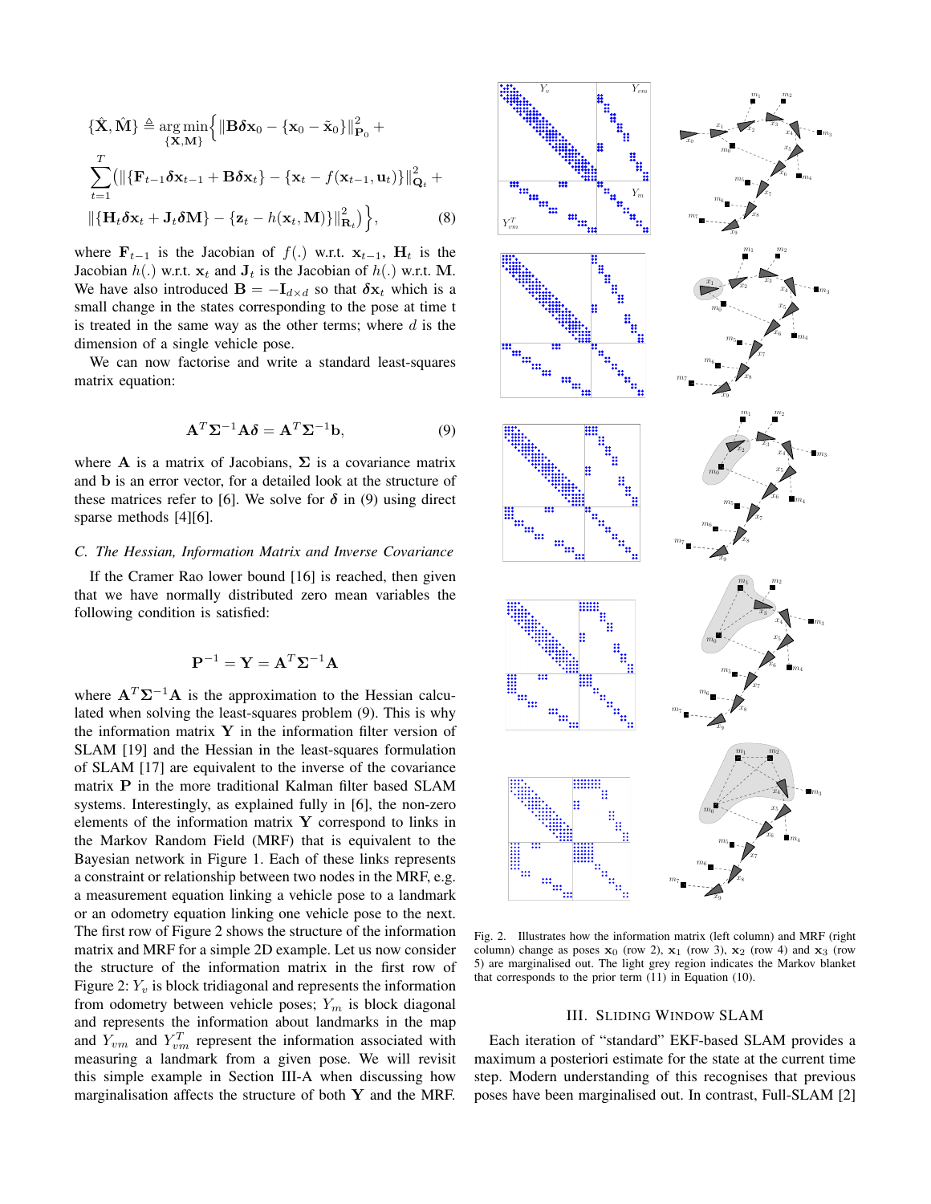$$\{\hat{\mathbf{X}}, \hat{\mathbf{M}}\} \triangleq \underset{\{\mathbf{X},\mathbf{M}\}}{\arg\min} \Big\{ \|\mathbf{B}\boldsymbol{\delta}\mathbf{x}_0 - \{\mathbf{x}_0 - \tilde{\mathbf{x}}_0\}\|^2_{\mathbf{P}_0} +$$

$$\sum_{t=1}^{T} \big( \|\{\mathbf{F}_{t-1}\boldsymbol{\delta}\mathbf{x}_{t-1} + \mathbf{B}\boldsymbol{\delta}\mathbf{x}_t\} - \{\mathbf{x}_t - f(\mathbf{x}_{t-1}, \mathbf{u}_t)\}\|^2_{\mathbf{Q}_t} +$$

$$\|\{\mathbf{H}_t\boldsymbol{\delta}\mathbf{x}_t + \mathbf{J}_t\boldsymbol{\delta}\mathbf{M}\} - \{\mathbf{z}_t - h(\mathbf{x}_t, \mathbf{M})\}\|^2_{\mathbf{R}_t} \big) \Big\}, \tag{8}$$

where $\mathbf{F}_{t-1}$ is the Jacobian of $f(.)$ w.r.t. $\mathbf{x}_{t-1}$, $\mathbf{H}_t$ is the Jacobian $h(.)$ w.r.t. $\mathbf{x}_t$ and $\mathbf{J}_t$ is the Jacobian of $h(.)$ w.r.t. $\mathbf{M}$. We have also introduced $\mathbf{B} = -\mathbf{I}_{d\times d}$ so that $\boldsymbol{\delta}\mathbf{x}_t$ which is a small change in the states corresponding to the pose at time t is treated in the same way as the other terms; where $d$ is the dimension of a single vehicle pose.

We can now factorise and write a standard least-squares matrix equation:

$$\mathbf{A}^T\boldsymbol{\Sigma}^{-1}\mathbf{A}\boldsymbol{\delta} = \mathbf{A}^T\boldsymbol{\Sigma}^{-1}\mathbf{b}, \tag{9}$$

where $\mathbf{A}$ is a matrix of Jacobians, $\boldsymbol{\Sigma}$ is a covariance matrix and $\mathbf{b}$ is an error vector, for a detailed look at the structure of these matrices refer to [6]. We solve for $\boldsymbol{\delta}$ in (9) using direct sparse methods [4][6].

### C. The Hessian, Information Matrix and Inverse Covariance

If the Cramer Rao lower bound [16] is reached, then given that we have normally distributed zero mean variables the following condition is satisfied:

$$\mathbf{P}^{-1} = \mathbf{Y} = \mathbf{A}^T\boldsymbol{\Sigma}^{-1}\mathbf{A}$$

where $\mathbf{A}^T\boldsymbol{\Sigma}^{-1}\mathbf{A}$ is the approximation to the Hessian calculated when solving the least-squares problem (9). This is why the information matrix $\mathbf{Y}$ in the information filter version of SLAM [19] and the Hessian in the least-squares formulation of SLAM [17] are equivalent to the inverse of the covariance matrix $\mathbf{P}$ in the more traditional Kalman filter based SLAM systems. Interestingly, as explained fully in [6], the non-zero elements of the information matrix $\mathbf{Y}$ correspond to links in the Markov Random Field (MRF) that is equivalent to the Bayesian network in Figure 1. Each of these links represents a constraint or relationship between two nodes in the MRF, e.g. a measurement equation linking a vehicle pose to a landmark or an odometry equation linking one vehicle pose to the next. The first row of Figure 2 shows the structure of the information matrix and MRF for a simple 2D example. Let us now consider the structure of the information matrix in the first row of Figure 2: $Y_v$ is block tridiagonal and represents the information from odometry between vehicle poses; $Y_m$ is block diagonal and represents the information about landmarks in the map and $Y_{vm}$ and $Y_{vm}^T$ represent the information associated with measuring a landmark from a given pose. We will revisit this simple example in Section III-A when discussing how marginalisation affects the structure of both $\mathbf{Y}$ and the MRF.

Fig. 2. Illustrates how the information matrix (left column) and MRF (right column) change as poses $\mathbf{x}_0$ (row 2), $\mathbf{x}_1$ (row 3), $\mathbf{x}_2$ (row 4) and $\mathbf{x}_3$ (row 5) are marginalised out. The light grey region indicates the Markov blanket that corresponds to the prior term (11) in Equation (10).

## III. Sliding Window SLAM

Each iteration of "standard" EKF-based SLAM provides a maximum a posteriori estimate for the state at the current time step. Modern understanding of this recognises that previous poses have been marginalised out. In contrast, Full-SLAM [2]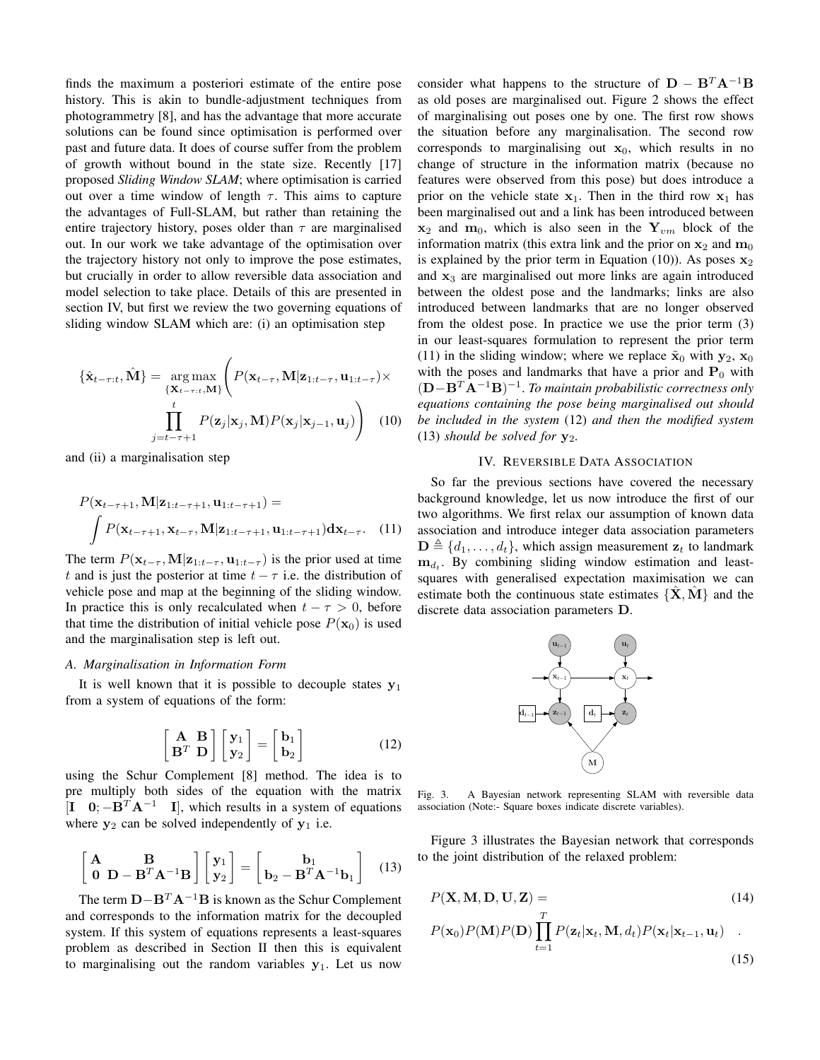finds the maximum a posteriori estimate of the entire pose history. This is akin to bundle-adjustment techniques from photogrammetry [8], and has the advantage that more accurate solutions can be found since optimisation is performed over past and future data. It does of course suffer from the problem of growth without bound in the state size. Recently [17] proposed *Sliding Window SLAM*; where optimisation is carried out over a time window of length $\tau$. This aims to capture the advantages of Full-SLAM, but rather than retaining the entire trajectory history, poses older than $\tau$ are marginalised out. In our work we take advantage of the optimisation over the trajectory history not only to improve the pose estimates, but crucially in order to allow reversible data association and model selection to take place. Details of this are presented in section IV, but first we review the two governing equations of sliding window SLAM which are: (i) an optimisation step

$$\{\hat{\mathbf{x}}_{t-\tau:t}, \hat{\mathbf{M}}\} = \underset{\{\mathbf{X}_{t-\tau:t}, \mathbf{M}\}}{\arg\max} \Bigg( P(\mathbf{x}_{t-\tau}, \mathbf{M}|\mathbf{z}_{1:t-\tau}, \mathbf{u}_{1:t-\tau}) \times \prod_{j=t-\tau+1}^{t} P(\mathbf{z}_j|\mathbf{x}_j, \mathbf{M}) P(\mathbf{x}_j|\mathbf{x}_{j-1}, \mathbf{u}_j) \Bigg) \quad (10)$$

and (ii) a marginalisation step

$$P(\mathbf{x}_{t-\tau+1}, \mathbf{M}|\mathbf{z}_{1:t-\tau+1}, \mathbf{u}_{1:t-\tau+1}) = \int P(\mathbf{x}_{t-\tau+1}, \mathbf{x}_{t-\tau}, \mathbf{M}|\mathbf{z}_{1:t-\tau+1}, \mathbf{u}_{1:t-\tau+1}) \mathbf{d}\mathbf{x}_{t-\tau}. \quad (11)$$

The term $P(\mathbf{x}_{t-\tau}, \mathbf{M}|\mathbf{z}_{1:t-\tau}, \mathbf{u}_{1:t-\tau})$ is the prior used at time $t$ and is just the posterior at time $t-\tau$ i.e. the distribution of vehicle pose and map at the beginning of the sliding window. In practice this is only recalculated when $t-\tau > 0$, before that time the distribution of initial vehicle pose $P(\mathbf{x}_0)$ is used and the marginalisation step is left out.

### A. Marginalisation in Information Form

It is well known that it is possible to decouple states $\mathbf{y}_1$ from a system of equations of the form:

$$\begin{bmatrix} \mathbf{A} & \mathbf{B} \\ \mathbf{B}^T & \mathbf{D} \end{bmatrix} \begin{bmatrix} \mathbf{y}_1 \\ \mathbf{y}_2 \end{bmatrix} = \begin{bmatrix} \mathbf{b}_1 \\ \mathbf{b}_2 \end{bmatrix} \quad (12)$$

using the Schur Complement [8] method. The idea is to pre multiply both sides of the equation with the matrix $[\mathbf{I} \quad \mathbf{0}; -\mathbf{B}^T\mathbf{A}^{-1} \quad \mathbf{I}]$, which results in a system of equations where $\mathbf{y}_2$ can be solved independently of $\mathbf{y}_1$ i.e.

$$\begin{bmatrix} \mathbf{A} & \mathbf{B} \\ \mathbf{0} & \mathbf{D} - \mathbf{B}^T\mathbf{A}^{-1}\mathbf{B} \end{bmatrix} \begin{bmatrix} \mathbf{y}_1 \\ \mathbf{y}_2 \end{bmatrix} = \begin{bmatrix} \mathbf{b}_1 \\ \mathbf{b}_2 - \mathbf{B}^T\mathbf{A}^{-1}\mathbf{b}_1 \end{bmatrix} \quad (13)$$

The term $\mathbf{D}-\mathbf{B}^T\mathbf{A}^{-1}\mathbf{B}$ is known as the Schur Complement and corresponds to the information matrix for the decoupled system. If this system of equations represents a least-squares problem as described in Section II then this is equivalent to marginalising out the random variables $\mathbf{y}_1$. Let us now consider what happens to the structure of $\mathbf{D} - \mathbf{B}^T\mathbf{A}^{-1}\mathbf{B}$ as old poses are marginalised out. Figure 2 shows the effect of marginalising out poses one by one. The first row shows the situation before any marginalisation. The second row corresponds to marginalising out $\mathbf{x}_0$, which results in no change of structure in the information matrix (because no features were observed from this pose) but does introduce a prior on the vehicle state $\mathbf{x}_1$. Then in the third row $\mathbf{x}_1$ has been marginalised out and a link has been introduced between $\mathbf{x}_2$ and $\mathbf{m}_0$, which is also seen in the $\mathbf{Y}_{vm}$ block of the information matrix (this extra link and the prior on $\mathbf{x}_2$ and $\mathbf{m}_0$ is explained by the prior term in Equation (10)). As poses $\mathbf{x}_2$ and $\mathbf{x}_3$ are marginalised out more links are again introduced between the oldest pose and the landmarks; links are also introduced between landmarks that are no longer observed from the oldest pose. In practice we use the prior term (3) in our least-squares formulation to represent the prior term (11) in the sliding window; where we replace $\tilde{\mathbf{x}}_0$ with $\mathbf{y}_2$, $\mathbf{x}_0$ with the poses and landmarks that have a prior and $\mathbf{P}_0$ with $(\mathbf{D}-\mathbf{B}^T\mathbf{A}^{-1}\mathbf{B})^{-1}$. *To maintain probabilistic correctness only equations containing the pose being marginalised out should be included in the system* (12) *and then the modified system* (13) *should be solved for* $\mathbf{y}_2$.

## IV. Reversible Data Association

So far the previous sections have covered the necessary background knowledge, let us now introduce the first of our two algorithms. We first relax our assumption of known data association and introduce integer data association parameters $\mathbf{D} \triangleq \{d_1, \ldots, d_t\}$, which assign measurement $\mathbf{z}_t$ to landmark $\mathbf{m}_{d_t}$. By combining sliding window estimation and least-squares with generalised expectation maximisation we can estimate both the continuous state estimates $\{\hat{\mathbf{X}}, \hat{\mathbf{M}}\}$ and the discrete data association parameters $\mathbf{D}$.

Fig. 3. A Bayesian network representing SLAM with reversible data association (Note:- Square boxes indicate discrete variables).

Figure 3 illustrates the Bayesian network that corresponds to the joint distribution of the relaxed problem:

$$P(\mathbf{X}, \mathbf{M}, \mathbf{D}, \mathbf{U}, \mathbf{Z}) = \quad (14)$$

$$P(\mathbf{x}_0)P(\mathbf{M})P(\mathbf{D}) \prod_{t=1}^{T} P(\mathbf{z}_t|\mathbf{x}_t, \mathbf{M}, d_t) P(\mathbf{x}_t|\mathbf{x}_{t-1}, \mathbf{u}_t) \quad . \quad (15)$$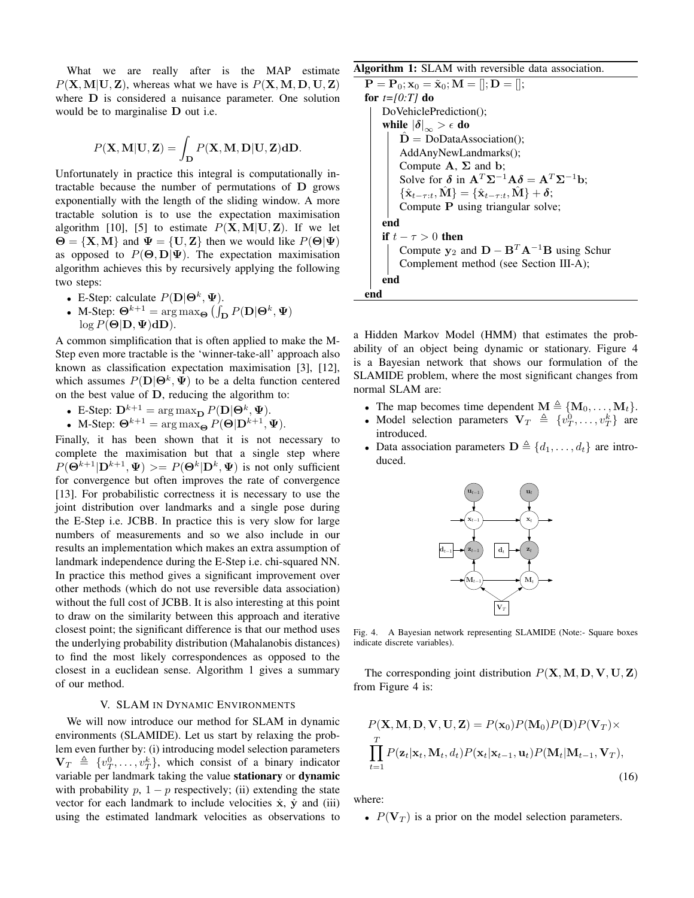What we are really after is the MAP estimate $P(\mathbf{X}, \mathbf{M}|\mathbf{U}, \mathbf{Z})$, whereas what we have is $P(\mathbf{X}, \mathbf{M}, \mathbf{D}, \mathbf{U}, \mathbf{Z})$ where $\mathbf{D}$ is considered a nuisance parameter. One solution would be to marginalise $\mathbf{D}$ out i.e.

$$P(\mathbf{X}, \mathbf{M}|\mathbf{U}, \mathbf{Z}) = \int_{\mathbf{D}} P(\mathbf{X}, \mathbf{M}, \mathbf{D}|\mathbf{U}, \mathbf{Z}) \mathbf{dD}.$$

Unfortunately in practice this integral is computationally intractable because the number of permutations of $\mathbf{D}$ grows exponentially with the length of the sliding window. A more tractable solution is to use the expectation maximisation algorithm [10], [5] to estimate $P(\mathbf{X}, \mathbf{M}|\mathbf{U}, \mathbf{Z})$. If we let $\mathbf{\Theta} = \{\mathbf{X}, \mathbf{M}\}$ and $\mathbf{\Psi} = \{\mathbf{U}, \mathbf{Z}\}$ then we would like $P(\mathbf{\Theta}|\mathbf{\Psi})$ as opposed to $P(\mathbf{\Theta}, \mathbf{D}|\mathbf{\Psi})$. The expectation maximisation algorithm achieves this by recursively applying the following two steps:

- E-Step: calculate $P(\mathbf{D}|\mathbf{\Theta}^k, \mathbf{\Psi})$.
- M-Step: $\mathbf{\Theta}^{k+1} = \arg\max_{\mathbf{\Theta}} \left( \int_{\mathbf{D}} P(\mathbf{D}|\mathbf{\Theta}^k, \mathbf{\Psi}) \log P(\mathbf{\Theta}|\mathbf{D}, \mathbf{\Psi}) \mathbf{dD} \right)$.

A common simplification that is often applied to make the M-Step even more tractable is the 'winner-take-all' approach also known as classification expectation maximisation [3], [12], which assumes $P(\mathbf{D}|\mathbf{\Theta}^k, \mathbf{\Psi})$ to be a delta function centered on the best value of $\mathbf{D}$, reducing the algorithm to:

- E-Step: $\mathbf{D}^{k+1} = \arg\max_{\mathbf{D}} P(\mathbf{D}|\mathbf{\Theta}^k, \mathbf{\Psi})$.
- M-Step: $\mathbf{\Theta}^{k+1} = \arg\max_{\mathbf{\Theta}} P(\mathbf{\Theta}|\mathbf{D}^{k+1}, \mathbf{\Psi})$.

Finally, it has been shown that it is not necessary to complete the maximisation but that a single step where $P(\mathbf{\Theta}^{k+1}|\mathbf{D}^{k+1}, \mathbf{\Psi}) >= P(\mathbf{\Theta}^k|\mathbf{D}^k, \mathbf{\Psi})$ is not only sufficient for convergence but often improves the rate of convergence [13]. For probabilistic correctness it is necessary to use the joint distribution over landmarks and a single pose during the E-Step i.e. JCBB. In practice this is very slow for large numbers of measurements and so we also include in our results an implementation which makes an extra assumption of landmark independence during the E-Step i.e. chi-squared NN. In practice this method gives a significant improvement over other methods (which do not use reversible data association) without the full cost of JCBB. It is also interesting at this point to draw on the similarity between this approach and iterative closest point; the significant difference is that our method uses the underlying probability distribution (Mahalanobis distances) to find the most likely correspondences as opposed to the closest in a euclidean sense. Algorithm 1 gives a summary of our method.

**Algorithm 1:** SLAM with reversible data association.

```
P = P_0; x_0 = x̃_0; M = []; D = [];
for t=[0:T] do
    DoVehiclePrediction();
    while |δ|_∞ > ε do
        D̂ = DoDataAssociation();
        AddAnyNewLandmarks();
        Compute A, Σ and b;
        Solve for δ in A^T Σ^{-1} A δ = A^T Σ^{-1} b;
        {x̂_{t-τ:t}, M̂} = {x̂_{t-τ:t}, M̂} + δ;
        Compute P using triangular solve;
    end
    if t − τ > 0 then
        Compute y_2 and D − B^T A^{-1} B using Schur
        Complement method (see Section III-A);
    end
end
```

## V. SLAM in Dynamic Environments

We will now introduce our method for SLAM in dynamic environments (SLAMIDE). Let us start by relaxing the problem even further by: (i) introducing model selection parameters $\mathbf{V}_T \triangleq \{v_T^0, \ldots, v_T^k\}$, which consist of a binary indicator variable per landmark taking the value **stationary** or **dynamic** with probability $p$, $1-p$ respectively; (ii) extending the state vector for each landmark to include velocities $\dot{\mathbf{x}}$, $\dot{\mathbf{y}}$ and (iii) using the estimated landmark velocities as observations to a Hidden Markov Model (HMM) that estimates the probability of an object being dynamic or stationary. Figure 4 is a Bayesian network that shows our formulation of the SLAMIDE problem, where the most significant changes from normal SLAM are:

- The map becomes time dependent $\mathbf{M} \triangleq \{\mathbf{M}_0, \ldots, \mathbf{M}_t\}$.
- Model selection parameters $\mathbf{V}_T \triangleq \{v_T^0, \ldots, v_T^k\}$ are introduced.
- Data association parameters $\mathbf{D} \triangleq \{d_1, \ldots, d_t\}$ are introduced.

Fig. 4. A Bayesian network representing SLAMIDE (Note:- Square boxes indicate discrete variables).

The corresponding joint distribution $P(\mathbf{X}, \mathbf{M}, \mathbf{D}, \mathbf{V}, \mathbf{U}, \mathbf{Z})$ from Figure 4 is:

$$P(\mathbf{X}, \mathbf{M}, \mathbf{D}, \mathbf{V}, \mathbf{U}, \mathbf{Z}) = P(\mathbf{x}_0) P(\mathbf{M}_0) P(\mathbf{D}) P(\mathbf{V}_T) \times \prod_{t=1}^{T} P(\mathbf{z}_t|\mathbf{x}_t, \mathbf{M}_t, d_t) P(\mathbf{x}_t|\mathbf{x}_{t-1}, \mathbf{u}_t) P(\mathbf{M}_t|\mathbf{M}_{t-1}, \mathbf{V}_T), \tag{16}$$

where:

- $P(\mathbf{V}_T)$ is a prior on the model selection parameters.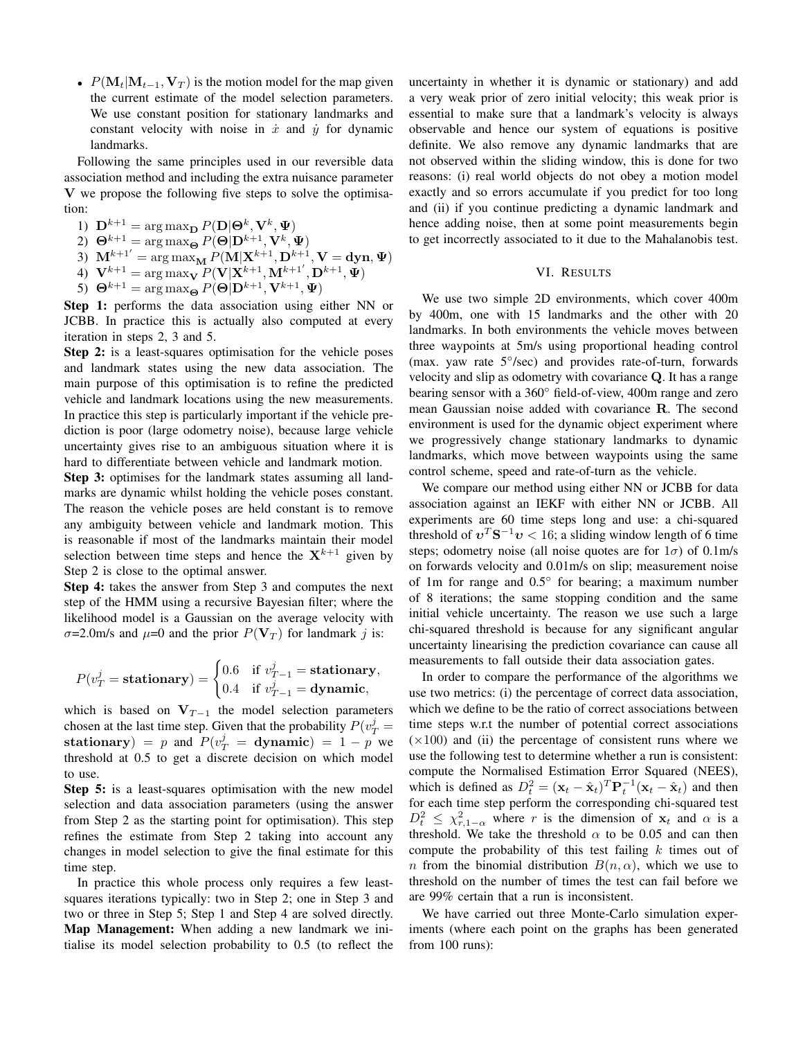- $P(\mathbf{M}_t|\mathbf{M}_{t-1}, \mathbf{V}_T)$ is the motion model for the map given the current estimate of the model selection parameters. We use constant position for stationary landmarks and constant velocity with noise in $\dot{x}$ and $\dot{y}$ for dynamic landmarks.

Following the same principles used in our reversible data association method and including the extra nuisance parameter $\mathbf{V}$ we propose the following five steps to solve the optimisation:

1) $\mathbf{D}^{k+1} = \arg\max_{\mathbf{D}} P(\mathbf{D}|\mathbf{\Theta}^k, \mathbf{V}^k, \mathbf{\Psi})$
2) $\mathbf{\Theta}^{k+1} = \arg\max_{\mathbf{\Theta}} P(\mathbf{\Theta}|\mathbf{D}^{k+1}, \mathbf{V}^k, \mathbf{\Psi})$
3) $\mathbf{M}^{k+1'} = \arg\max_{\mathbf{M}} P(\mathbf{M}|\mathbf{X}^{k+1}, \mathbf{D}^{k+1}, \mathbf{V} = \mathbf{dyn}, \mathbf{\Psi})$
4) $\mathbf{V}^{k+1} = \arg\max_{\mathbf{V}} P(\mathbf{V}|\mathbf{X}^{k+1}, \mathbf{M}^{k+1'}, \mathbf{D}^{k+1}, \mathbf{\Psi})$
5) $\mathbf{\Theta}^{k+1} = \arg\max_{\mathbf{\Theta}} P(\mathbf{\Theta}|\mathbf{D}^{k+1}, \mathbf{V}^{k+1}, \mathbf{\Psi})$

**Step 1:** performs the data association using either NN or JCBB. In practice this is actually also computed at every iteration in steps 2, 3 and 5.

**Step 2:** is a least-squares optimisation for the vehicle poses and landmark states using the new data association. The main purpose of this optimisation is to refine the predicted vehicle and landmark locations using the new measurements. In practice this step is particularly important if the vehicle prediction is poor (large odometry noise), because large vehicle uncertainty gives rise to an ambiguous situation where it is hard to differentiate between vehicle and landmark motion.

**Step 3:** optimises for the landmark states assuming all landmarks are dynamic whilst holding the vehicle poses constant. The reason the vehicle poses are held constant is to remove any ambiguity between vehicle and landmark motion. This is reasonable if most of the landmarks maintain their model selection between time steps and hence the $\mathbf{X}^{k+1}$ given by Step 2 is close to the optimal answer.

**Step 4:** takes the answer from Step 3 and computes the next step of the HMM using a recursive Bayesian filter; where the likelihood model is a Gaussian on the average velocity with $\sigma$=2.0m/s and $\mu$=0 and the prior $P(\mathbf{V}_T)$ for landmark $j$ is:

$$P(v_T^j = \mathbf{stationary}) = \begin{cases} 0.6 & \text{if } v_{T-1}^j = \mathbf{stationary}, \\ 0.4 & \text{if } v_{T-1}^j = \mathbf{dynamic}, \end{cases}$$

which is based on $\mathbf{V}_{T-1}$ the model selection parameters chosen at the last time step. Given that the probability $P(v_T^j = \mathbf{stationary}) = p$ and $P(v_T^j = \mathbf{dynamic}) = 1 - p$ we threshold at 0.5 to get a discrete decision on which model to use.

**Step 5:** is a least-squares optimisation with the new model selection and data association parameters (using the answer from Step 2 as the starting point for optimisation). This step refines the estimate from Step 2 taking into account any changes in model selection to give the final estimate for this time step.

In practice this whole process only requires a few least-squares iterations typically: two in Step 2; one in Step 3 and two or three in Step 5; Step 1 and Step 4 are solved directly.

**Map Management:** When adding a new landmark we initialise its model selection probability to 0.5 (to reflect the uncertainty in whether it is dynamic or stationary) and add a very weak prior of zero initial velocity; this weak prior is essential to make sure that a landmark's velocity is always observable and hence our system of equations is positive definite. We also remove any dynamic landmarks that are not observed within the sliding window, this is done for two reasons: (i) real world objects do not obey a motion model exactly and so errors accumulate if you predict for too long and (ii) if you continue predicting a dynamic landmark and hence adding noise, then at some point measurements begin to get incorrectly associated to it due to the Mahalanobis test.

## VI. Results

We use two simple 2D environments, which cover 400m by 400m, one with 15 landmarks and the other with 20 landmarks. In both environments the vehicle moves between three waypoints at 5m/s using proportional heading control (max. yaw rate 5°/sec) and provides rate-of-turn, forwards velocity and slip as odometry with covariance $\mathbf{Q}$. It has a range bearing sensor with a 360° field-of-view, 400m range and zero mean Gaussian noise added with covariance $\mathbf{R}$. The second environment is used for the dynamic object experiment where we progressively change stationary landmarks to dynamic landmarks, which move between waypoints using the same control scheme, speed and rate-of-turn as the vehicle.

We compare our method using either NN or JCBB for data association against an IEKF with either NN or JCBB. All experiments are 60 time steps long and use: a chi-squared threshold of $\boldsymbol{\upsilon}^T \mathbf{S}^{-1} \boldsymbol{\upsilon} < 16$; a sliding window length of 6 time steps; odometry noise (all noise quotes are for $1\sigma$) of 0.1m/s on forwards velocity and 0.01m/s on slip; measurement noise of 1m for range and 0.5° for bearing; a maximum number of 8 iterations; the same stopping condition and the same initial vehicle uncertainty. The reason we use such a large chi-squared threshold is because for any significant angular uncertainty linearising the prediction covariance can cause all measurements to fall outside their data association gates.

In order to compare the performance of the algorithms we use two metrics: (i) the percentage of correct data association, which we define to be the ratio of correct associations between time steps w.r.t the number of potential correct associations ($\times$100) and (ii) the percentage of consistent runs where we use the following test to determine whether a run is consistent: compute the Normalised Estimation Error Squared (NEES), which is defined as $D_t^2 = (\mathbf{x}_t - \hat{\mathbf{x}}_t)^T \mathbf{P}_t^{-1} (\mathbf{x}_t - \hat{\mathbf{x}}_t)$ and then for each time step perform the corresponding chi-squared test $D_t^2 \leq \chi^2_{r,1-\alpha}$ where $r$ is the dimension of $\mathbf{x}_t$ and $\alpha$ is a threshold. We take the threshold $\alpha$ to be 0.05 and can then compute the probability of this test failing $k$ times out of $n$ from the binomial distribution $B(n, \alpha)$, which we use to threshold on the number of times the test can fail before we are 99% certain that a run is inconsistent.

We have carried out three Monte-Carlo simulation experiments (where each point on the graphs has been generated from 100 runs):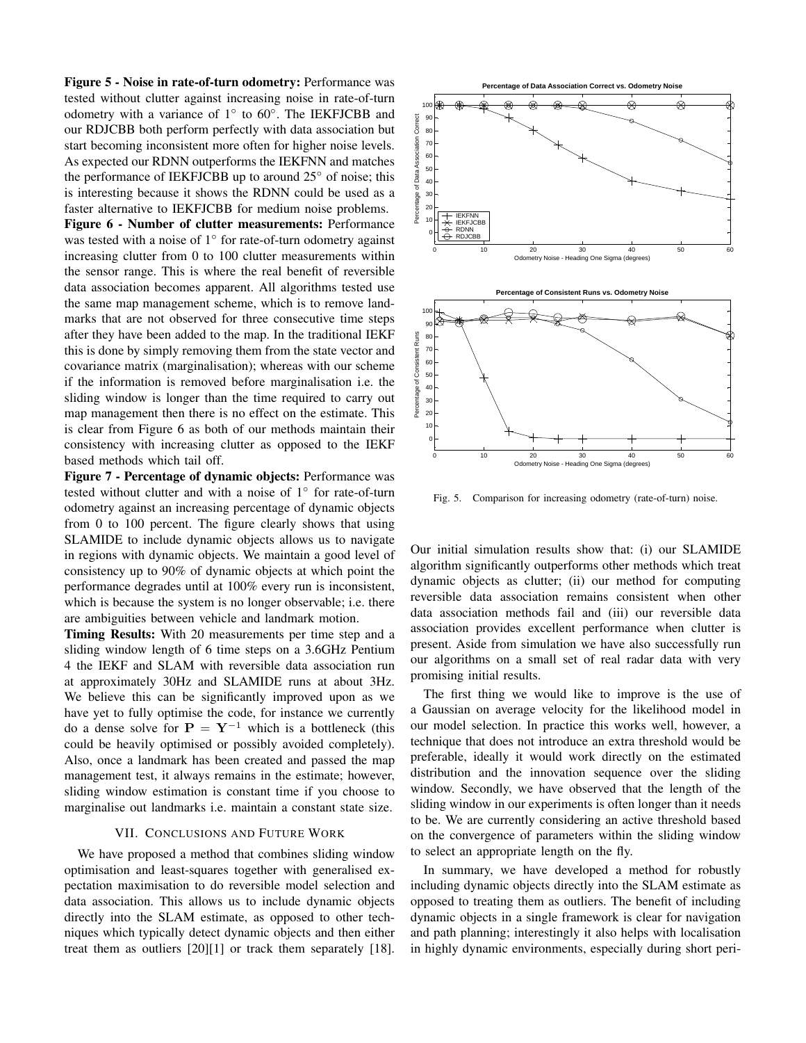**Figure 5 - Noise in rate-of-turn odometry:** Performance was tested without clutter against increasing noise in rate-of-turn odometry with a variance of $1^\circ$ to $60^\circ$. The IEKFJCBB and our RDJCBB both perform perfectly with data association but start becoming inconsistent more often for higher noise levels. As expected our RDNN outperforms the IEKFNN and matches the performance of IEKFJCBB up to around $25^\circ$ of noise; this is interesting because it shows the RDNN could be used as a faster alternative to IEKFJCBB for medium noise problems.

**Figure 6 - Number of clutter measurements:** Performance was tested with a noise of $1^\circ$ for rate-of-turn odometry against increasing clutter from 0 to 100 clutter measurements within the sensor range. This is where the real benefit of reversible data association becomes apparent. All algorithms tested use the same map management scheme, which is to remove landmarks that are not observed for three consecutive time steps after they have been added to the map. In the traditional IEKF this is done by simply removing them from the state vector and covariance matrix (marginalisation); whereas with our scheme if the information is removed before marginalisation i.e. the sliding window is longer than the time required to carry out map management then there is no effect on the estimate. This is clear from Figure 6 as both of our methods maintain their consistency with increasing clutter as opposed to the IEKF based methods which tail off.

**Figure 7 - Percentage of dynamic objects:** Performance was tested without clutter and with a noise of $1^\circ$ for rate-of-turn odometry against an increasing percentage of dynamic objects from 0 to 100 percent. The figure clearly shows that using SLAMIDE to include dynamic objects allows us to navigate in regions with dynamic objects. We maintain a good level of consistency up to 90% of dynamic objects at which point the performance degrades until at 100% every run is inconsistent, which is because the system is no longer observable; i.e. there are ambiguities between vehicle and landmark motion.

**Timing Results:** With 20 measurements per time step and a sliding window length of 6 time steps on a 3.6GHz Pentium 4 the IEKF and SLAM with reversible data association run at approximately 30Hz and SLAMIDE runs at about 3Hz. We believe this can be significantly improved upon as we have yet to fully optimise the code, for instance we currently do a dense solve for $\mathbf{P} = \mathbf{Y}^{-1}$ which is a bottleneck (this could be heavily optimised or possibly avoided completely). Also, once a landmark has been created and passed the map management test, it always remains in the estimate; however, sliding window estimation is constant time if you choose to marginalise out landmarks i.e. maintain a constant state size.

Fig. 5. Comparison for increasing odometry (rate-of-turn) noise.

## VII. Conclusions and Future Work

We have proposed a method that combines sliding window optimisation and least-squares together with generalised expectation maximisation to do reversible model selection and data association. This allows us to include dynamic objects directly into the SLAM estimate, as opposed to other techniques which typically detect dynamic objects and then either treat them as outliers [20][1] or track them separately [18].

Our initial simulation results show that: (i) our SLAMIDE algorithm significantly outperforms other methods which treat dynamic objects as clutter; (ii) our method for computing reversible data association remains consistent when other data association methods fail and (iii) our reversible data association provides excellent performance when clutter is present. Aside from simulation we have also successfully run our algorithms on a small set of real radar data with very promising initial results.

The first thing we would like to improve is the use of a Gaussian on average velocity for the likelihood model in our model selection. In practice this works well, however, a technique that does not introduce an extra threshold would be preferable, ideally it would work directly on the estimated distribution and the innovation sequence over the sliding window. Secondly, we have observed that the length of the sliding window in our experiments is often longer than it needs to be. We are currently considering an active threshold based on the convergence of parameters within the sliding window to select an appropriate length on the fly.

In summary, we have developed a method for robustly including dynamic objects directly into the SLAM estimate as opposed to treating them as outliers. The benefit of including dynamic objects in a single framework is clear for navigation and path planning; interestingly it also helps with localisation in highly dynamic environments, especially during short peri-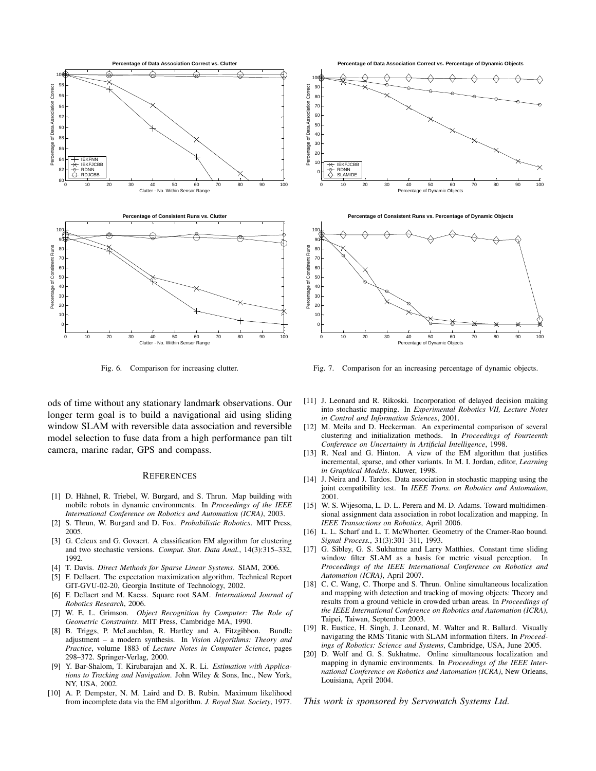Percentage of Data Association Correct vs. Clutter

Percentage of Data Association Correct

100
98
96
94
92
90
88
86
84
82
80

0 10 20 30 40 50 60 70 80 90 100

Clutter - No. Within Sensor Range

IEKFNN
IEKFJCBB
RDNN
RDJCBB

Percentage of Consistent Runs vs. Clutter

Percentage of Consistent Runs

100
90
80
70
60
50
40
30
20
10
0

0 10 20 30 40 50 60 70 80 90 100

Clutter - No. Within Sensor Range

Fig. 6. Comparison for increasing clutter.

Percentage of Data Association Correct vs. Percentage of Dynamic Objects

Percentage of Data Association Correct

100
90
80
70
60
50
40
30
20
10
0

0 10 20 30 40 50 60 70 80 90 100

Percentage of Dynamic Objects

IEKFJCBB
RDNN
SLAMIDE

Percentage of Consistent Runs vs. Percentage of Dynamic Objects

Percentage of Consistent Runs

100
90
80
70
60
50
40
30
20
10
0

0 10 20 30 40 50 60 70 80 90 100

Percentage of Dynamic Objects

Fig. 7. Comparison for an increasing percentage of dynamic objects.

ods of time without any stationary landmark observations. Our longer term goal is to build a navigational aid using sliding window SLAM with reversible data association and reversible model selection to fuse data from a high performance pan tilt camera, marine radar, GPS and compass.

## References

[1] D. Hähnel, R. Triebel, W. Burgard, and S. Thrun. Map building with mobile robots in dynamic environments. In *Proceedings of the IEEE International Conference on Robotics and Automation (ICRA)*, 2003.

[2] S. Thrun, W. Burgard and D. Fox. *Probabilistic Robotics*. MIT Press, 2005.

[3] G. Celeux and G. Govaert. A classification EM algorithm for clustering and two stochastic versions. *Comput. Stat. Data Anal.*, 14(3):315–332, 1992.

[4] T. Davis. *Direct Methods for Sparse Linear Systems*. SIAM, 2006.

[5] F. Dellaert. The expectation maximization algorithm. Technical Report GIT-GVU-02-20, Georgia Institute of Technology, 2002.

[6] F. Dellaert and M. Kaess. Square root SAM. *International Journal of Robotics Research*, 2006.

[7] W. E. L. Grimson. *Object Recognition by Computer: The Role of Geometric Constraints*. MIT Press, Cambridge MA, 1990.

[8] B. Triggs, P. McLauchlan, R. Hartley and A. Fitzgibbon. Bundle adjustment – a modern synthesis. In *Vision Algorithms: Theory and Practice*, volume 1883 of *Lecture Notes in Computer Science*, pages 298–372. Springer-Verlag, 2000.

[9] Y. Bar-Shalom, T. Kirubarajan and X. R. Li. *Estimation with Applications to Tracking and Navigation*. John Wiley & Sons, Inc., New York, NY, USA, 2002.

[10] A. P. Dempster, N. M. Laird and D. B. Rubin. Maximum likelihood from incomplete data via the EM algorithm. *J. Royal Stat. Society*, 1977.

[11] J. Leonard and R. Rikoski. Incorporation of delayed decision making into stochastic mapping. In *Experimental Robotics VII, Lecture Notes in Control and Information Sciences*, 2001.

[12] M. Meila and D. Heckerman. An experimental comparison of several clustering and initialization methods. In *Proceedings of Fourteenth Conference on Uncertainty in Artificial Intelligence*, 1998.

[13] R. Neal and G. Hinton. A view of the EM algorithm that justifies incremental, sparse, and other variants. In M. I. Jordan, editor, *Learning in Graphical Models*. Kluwer, 1998.

[14] J. Neira and J. Tardos. Data association in stochastic mapping using the joint compatibility test. In *IEEE Trans. on Robotics and Automation*, 2001.

[15] W. S. Wijesoma, L. D. L. Perera and M. D. Adams. Toward multidimensional assignment data association in robot localization and mapping. In *IEEE Transactions on Robotics*, April 2006.

[16] L. L. Scharf and L. T. McWhorter. Geometry of the Cramer-Rao bound. *Signal Process.*, 31(3):301–311, 1993.

[17] G. Sibley, G. S. Sukhatme and Larry Matthies. Constant time sliding window filter SLAM as a basis for metric visual perception. In *Proceedings of the IEEE International Conference on Robotics and Automation (ICRA)*, April 2007.

[18] C. C. Wang, C. Thorpe and S. Thrun. Online simultaneous localization and mapping with detection and tracking of moving objects: Theory and results from a ground vehicle in crowded urban areas. In *Proceedings of the IEEE International Conference on Robotics and Automation (ICRA)*, Taipei, Taiwan, September 2003.

[19] R. Eustice, H. Singh, J. Leonard, M. Walter and R. Ballard. Visually navigating the RMS Titanic with SLAM information filters. In *Proceedings of Robotics: Science and Systems*, Cambridge, USA, June 2005.

[20] D. Wolf and G. S. Sukhatme. Online simultaneous localization and mapping in dynamic environments. In *Proceedings of the IEEE International Conference on Robotics and Automation (ICRA)*, New Orleans, Louisiana, April 2004.

*This work is sponsored by Servowatch Systems Ltd.*